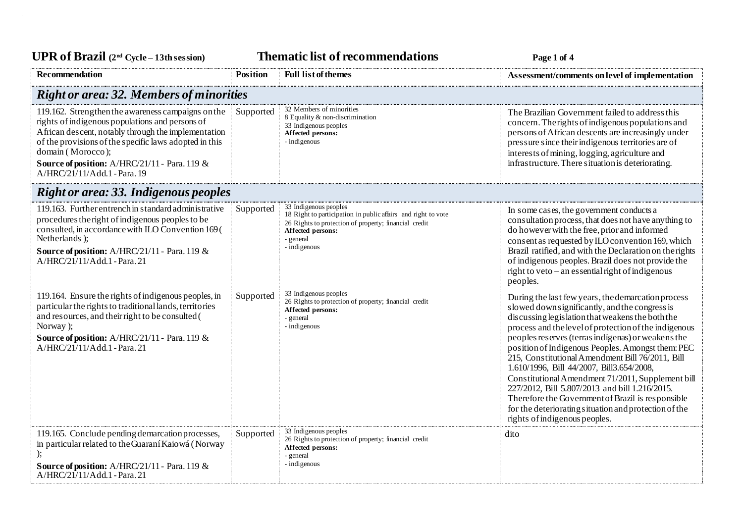**UPR of Brazil** (2nd Cycle – 13th session) **Thematic list of recommendations**

| Recommendation | Position | Full list of themes | Assessment/comments on level of implementation |
|---|---|---|---|
| ***Right or area: 32. Members of minorities*** | | | |
| 119.162. Strengthen the awareness campaigns on the rights of indigenous populations and persons of African descent, notably through the implementation of the provisions of the specific laws adopted in this domain ( Morocco );<br>**Source of position:** A/HRC/21/11 - Para. 119 & A/HRC/21/11/Add.1 - Para. 19 | Supported | 32 Members of minorities<br>8 Equality & non-discrimination<br>33 Indigenous peoples<br>**Affected persons:**<br>- indigenous | The Brazilian Government failed to address this concern. The rights of indigenous populations and persons of African descents are increasingly under pressure since their indigenous territories are of interests of mining, logging, agriculture and infrastructure. There situation is deteriorating. |
| ***Right or area: 33. Indigenous peoples*** | | | |
| 119.163. Further entrench in standard administrative procedures the right of indigenous peoples to be consulted, in accordance with ILO Convention 169 ( Netherlands );<br>**Source of position:** A/HRC/21/11 - Para. 119 & A/HRC/21/11/Add.1 - Para. 21 | Supported | 33 Indigenous peoples<br>18 Right to participation in public affairs and right to vote<br>26 Rights to protection of property; financial credit<br>**Affected persons:**<br>- general<br>- indigenous | In some cases, the government conducts a consultation process, that does not have anything to do however with the free, prior and informed consent as requested by ILO convention 169, which Brazil ratified, and with the Declaration on the rights of indigenous peoples. Brazil does not provide the right to veto – an essential right of indigenous peoples. |
| 119.164. Ensure the rights of indigenous peoples, in particular the rights to traditional lands, territories and resources, and their right to be consulted ( Norway );<br>**Source of position:** A/HRC/21/11 - Para. 119 & A/HRC/21/11/Add.1 - Para. 21 | Supported | 33 Indigenous peoples<br>26 Rights to protection of property; financial credit<br>**Affected persons:**<br>- general<br>- indigenous | During the last few years, the demarcation process slowed down significantly, and the congress is discussing legislation that weakens the both the process and the level of protection of the indigenous peoples reserves (terras indígenas) or weakens the position of Indigenous Peoples. Amongst them: PEC 215, Constitutional Amendment Bill 76/2011, Bill 1.610/1996, Bill 44/2007, Bill3.654/2008, Constitutional Amendment 71/2011, Supplement bill 227/2012, Bill 5.807/2013 and bill 1.216/2015. Therefore the Government of Brazil is responsible for the deteriorating situation and protection of the rights of indigenous peoples. |
| 119.165. Conclude pending demarcation processes, in particular related to the Guaraní Kaiowá ( Norway );<br>**Source of position:** A/HRC/21/11 - Para. 119 & A/HRC/21/11/Add.1 - Para. 21 | Supported | 33 Indigenous peoples<br>26 Rights to protection of property; financial credit<br>**Affected persons:**<br>- general<br>- indigenous | dito |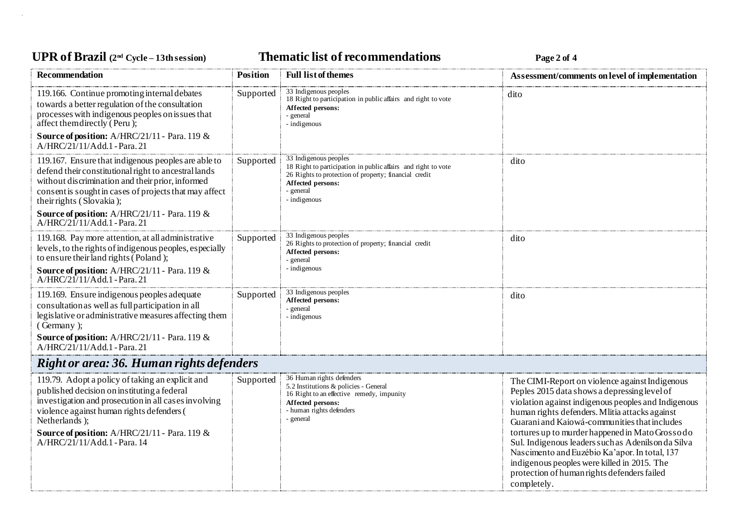# UPR of Brazil (2nd Cycle – 13th session) — Thematic list of recommendations

| Recommendation | Position | Full list of themes | Assessment/comments on level of implementation |
|---|---|---|---|
| 119.166. Continue promoting internal debates towards a better regulation of the consultation processes with indigenous peoples on issues that affect them directly ( Peru ); **Source of position:** A/HRC/21/11 - Para. 119 & A/HRC/21/11/Add.1 - Para. 21 | Supported | 33 Indigenous peoples 18 Right to participation in public affairs and right to vote **Affected persons:** - general - indigenous | dito |
| 119.167. Ensure that indigenous peoples are able to defend their constitutional right to ancestral lands without discrimination and their prior, informed consent is sought in cases of projects that may affect their rights ( Slovakia ); **Source of position:** A/HRC/21/11 - Para. 119 & A/HRC/21/11/Add.1 - Para. 21 | Supported | 33 Indigenous peoples 18 Right to participation in public affairs and right to vote 26 Rights to protection of property; financial credit **Affected persons:** - general - indigenous | dito |
| 119.168. Pay more attention, at all administrative levels, to the rights of indigenous peoples, especially to ensure their land rights ( Poland ); **Source of position:** A/HRC/21/11 - Para. 119 & A/HRC/21/11/Add.1 - Para. 21 | Supported | 33 Indigenous peoples 26 Rights to protection of property; financial credit **Affected persons:** - general - indigenous | dito |
| 119.169. Ensure indigenous peoples adequate consultation as well as full participation in all legislative or administrative measures affecting them ( Germany ); **Source of position:** A/HRC/21/11 - Para. 119 & A/HRC/21/11/Add.1 - Para. 21 | Supported | 33 Indigenous peoples **Affected persons:** - general - indigenous | dito |
| ***Right or area: 36. Human rights defenders*** | | | |
| 119.79. Adopt a policy of taking an explicit and published decision on instituting a federal investigation and prosecution in all cases involving violence against human rights defenders ( Netherlands ); **Source of position:** A/HRC/21/11 - Para. 119 & A/HRC/21/11/Add.1 - Para. 14 | Supported | 36 Human rights defenders 5.2 Institutions & policies - General 16 Right to an effective remedy, impunity **Affected persons:** - human rights defenders - general | The CIMI-Report on violence against Indigenous Peples 2015 data shows a depressing level of violation against indigenous peoples and Indigenous human rights defenders. Mlitia attacks against Guarani and Kaiowá-communities that includes tortures up to murder happened in Mato Grosso do Sul. Indigenous leaders such as Adenilson da Silva Nascimento and Euzébio Ka'apor. In total, 137 indigenous peoples were killed in 2015. The protection of human rights defenders failed completely. |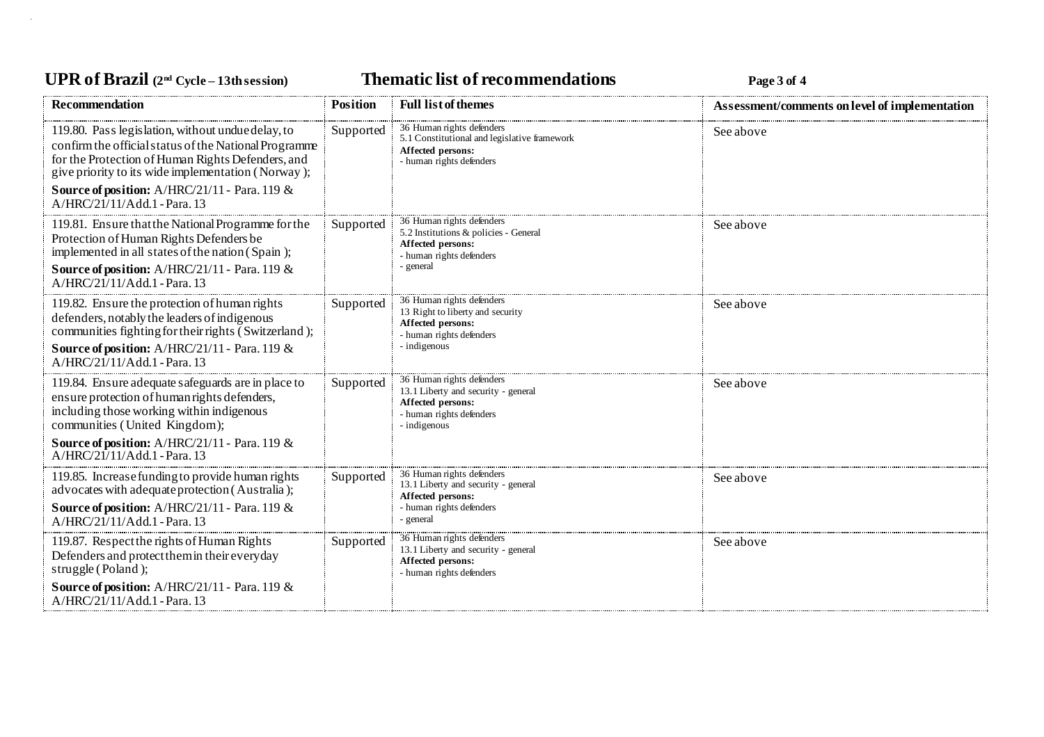| Recommendation | Position | Full list of themes | Assessment/comments on level of implementation |
|---|---|---|---|
| 119.80. Pass legislation, without undue delay, to confirm the official status of the National Programme for the Protection of Human Rights Defenders, and give priority to its wide implementation ( Norway ); **Source of position:** A/HRC/21/11 - Para. 119 & A/HRC/21/11/Add.1 - Para. 13 | Supported | 36 Human rights defenders<br>5.1 Constitutional and legislative framework<br>**Affected persons:**<br>- human rights defenders | See above |
| 119.81. Ensure that the National Programme for the Protection of Human Rights Defenders be implemented in all states of the nation ( Spain ); **Source of position:** A/HRC/21/11 - Para. 119 & A/HRC/21/11/Add.1 - Para. 13 | Supported | 36 Human rights defenders<br>5.2 Institutions & policies - General<br>**Affected persons:**<br>- human rights defenders<br>- general | See above |
| 119.82. Ensure the protection of human rights defenders, notably the leaders of indigenous communities fighting for their rights ( Switzerland ); **Source of position:** A/HRC/21/11 - Para. 119 & A/HRC/21/11/Add.1 - Para. 13 | Supported | 36 Human rights defenders<br>13 Right to liberty and security<br>**Affected persons:**<br>- human rights defenders<br>- indigenous | See above |
| 119.84. Ensure adequate safeguards are in place to ensure protection of human rights defenders, including those working within indigenous communities ( United Kingdom); **Source of position:** A/HRC/21/11 - Para. 119 & A/HRC/21/11/Add.1 - Para. 13 | Supported | 36 Human rights defenders<br>13.1 Liberty and security - general<br>**Affected persons:**<br>- human rights defenders<br>- indigenous | See above |
| 119.85. Increase funding to provide human rights advocates with adequate protection ( Australia ); **Source of position:** A/HRC/21/11 - Para. 119 & A/HRC/21/11/Add.1 - Para. 13 | Supported | 36 Human rights defenders<br>13.1 Liberty and security - general<br>**Affected persons:**<br>- human rights defenders<br>- general | See above |
| 119.87. Respect the rights of Human Rights Defenders and protect them in their everyday struggle ( Poland ); **Source of position:** A/HRC/21/11 - Para. 119 & A/HRC/21/11/Add.1 - Para. 13 | Supported | 36 Human rights defenders<br>13.1 Liberty and security - general<br>**Affected persons:**<br>- human rights defenders | See above |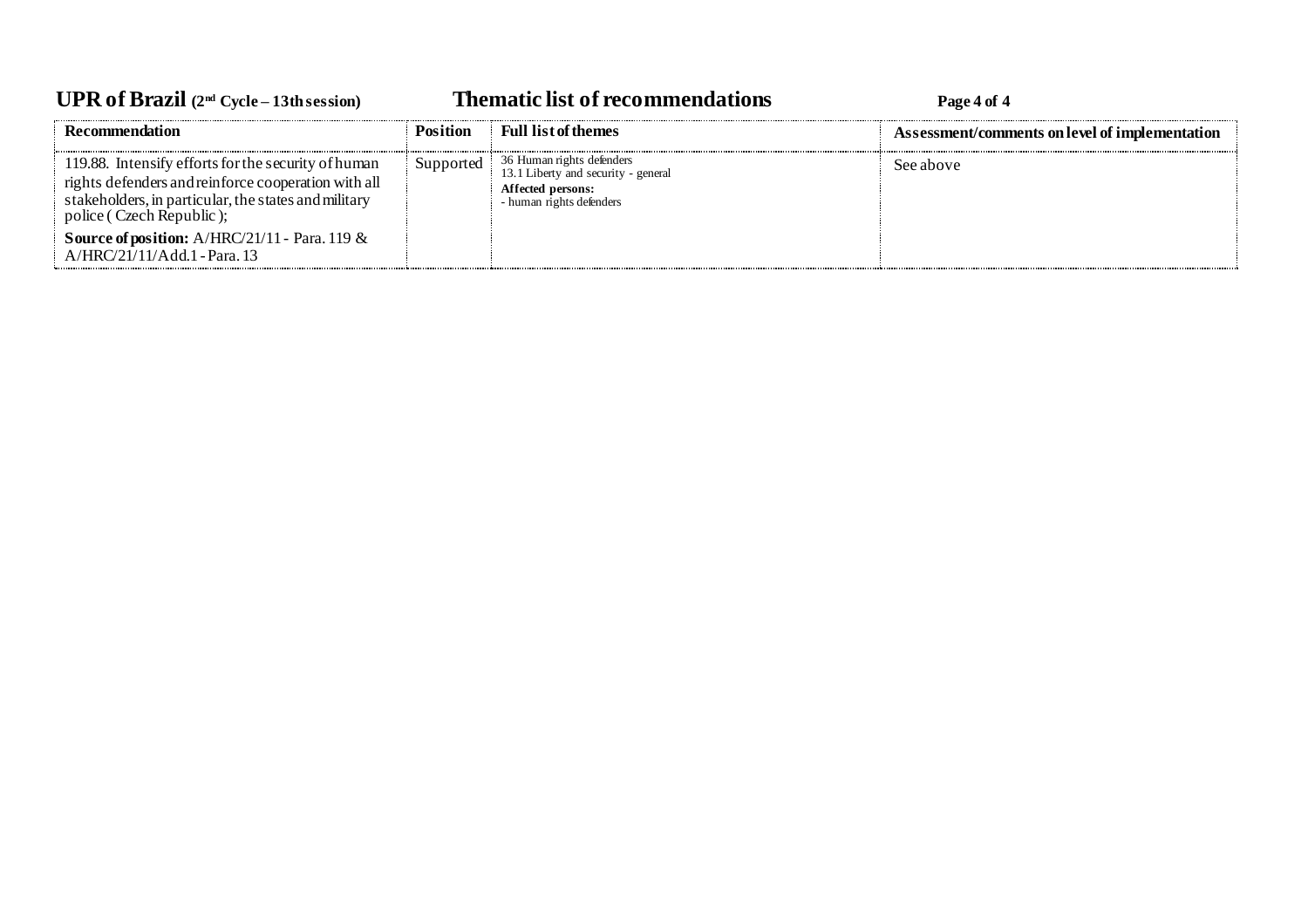| Recommendation | Position | Full list of themes | Assessment/comments on level of implementation |
| --- | --- | --- | --- |
| 119.88. Intensify efforts for the security of human rights defenders and reinforce cooperation with all stakeholders, in particular, the states and military police ( Czech Republic ); **Source of position:** A/HRC/21/11 - Para. 119 & A/HRC/21/11/Add.1 - Para. 13 | Supported | 36 Human rights defenders 13.1 Liberty and security - general **Affected persons:** - human rights defenders | See above |